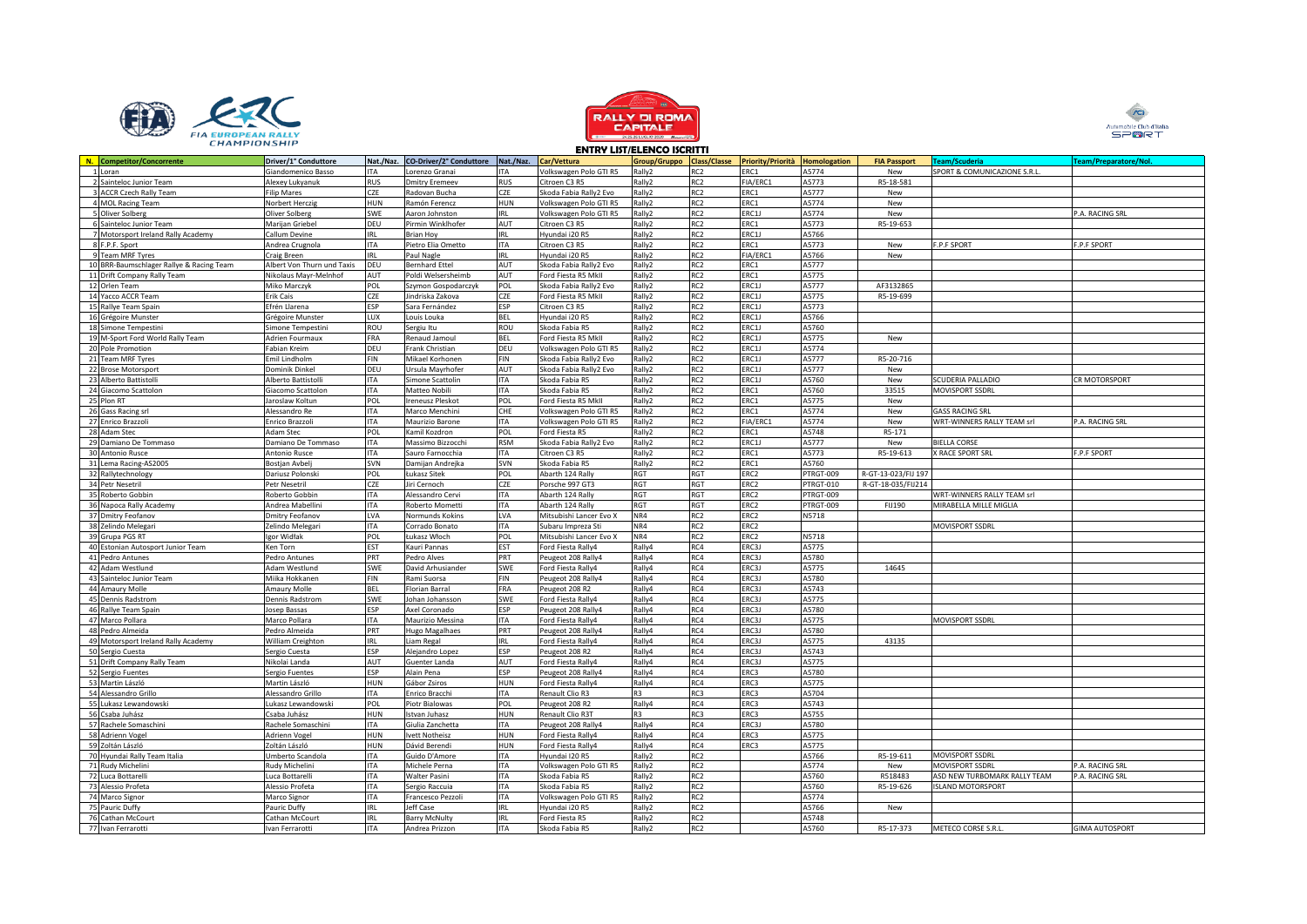## ENTRY LIST/ELENCO ISCRITTI

| N. | Competitor/Concorrente | Driver/1° Conduttore | Nat./Naz. | CO-Driver/2° Conduttore | Nat./Naz. | Car/Vettura | Group/Gruppo | Class/Classe | Priority/Priorità | Homologation | FIA Passport | Team/Scuderia | Team/Preparatore/Nol. |
|---|---|---|---|---|---|---|---|---|---|---|---|---|---|
| 1 | Loran | Giandomenico Basso | ITA | Lorenzo Granai | ITA | Volkswagen Polo GTI R5 | Rally2 | RC2 | ERC1 | A5774 | New | SPORT & COMUNICAZIONE S.R.L. | |
| 2 | Sainteloc Junior Team | Alexey Lukyanuk | RUS | Dmitry Eremeev | RUS | Citroen C3 R5 | Rally2 | RC2 | FIA/ERC1 | A5773 | R5-18-581 | | |
| 3 | ACCR Czech Rally Team | Filip Mares | CZE | Radovan Bucha | CZE | Skoda Fabia Rally2 Evo | Rally2 | RC2 | ERC1 | A5777 | New | | |
| 4 | MOL Racing Team | Norbert Herczig | HUN | Ramón Ferencz | HUN | Volkswagen Polo GTI R5 | Rally2 | RC2 | ERC1 | A5774 | New | | |
| 5 | Oliver Solberg | Oliver Solberg | SWE | Aaron Johnston | IRL | Volkswagen Polo GTI R5 | Rally2 | RC2 | ERC1J | A5774 | New | | P.A. RACING SRL |
| 6 | Sainteloc Junior Team | Marijan Griebel | DEU | Pirmin Winklhofer | AUT | Citroen C3 R5 | Rally2 | RC2 | ERC1 | A5773 | R5-19-653 | | |
| 7 | Motorsport Ireland Rally Academy | Callum Devine | IRL | Brian Hoy | IRL | Hyundai i20 R5 | Rally2 | RC2 | ERC1J | A5766 | | | |
| 8 | F.P.F. Sport | Andrea Crugnola | ITA | Pietro Elia Ometto | ITA | Citroen C3 R5 | Rally2 | RC2 | ERC1 | A5773 | New | F.P.F SPORT | F.P.F SPORT |
| 9 | Team MRF Tyres | Craig Breen | IRL | Paul Nagle | IRL | Hyundai i20 R5 | Rally2 | RC2 | FIA/ERC1 | A5766 | New | | |
| 10 | BRR-Baumschlager Rallye & Racing Team | Albert Von Thurn und Taxis | DEU | Bernhard Ettel | AUT | Skoda Fabia Rally2 Evo | Rally2 | RC2 | ERC1 | A5777 | | | |
| 11 | Drift Company Rally Team | Nikolaus Mayr-Melnhof | AUT | Poldi Welsersheimb | AUT | Ford Fiesta R5 MkII | Rally2 | RC2 | ERC1 | A5775 | | | |
| 12 | Orlen Team | Miko Marczyk | POL | Szymon Gospodarczyk | POL | Skoda Fabia Rally2 Evo | Rally2 | RC2 | ERC1J | A5777 | AF3132865 | | |
| 14 | Yacco ACCR Team | Erik Cais | CZE | Jindriska Zakova | CZE | Ford Fiesta R5 MkII | Rally2 | RC2 | ERC1J | A5775 | R5-19-699 | | |
| 15 | Rallye Team Spain | Efrén Llarena | ESP | Sara Fernández | ESP | Citroen C3 R5 | Rally2 | RC2 | ERC1J | A5773 | | | |
| 16 | Grégoire Munster | Grégoire Munster | LUX | Louis Louka | BEL | Hyundai i20 R5 | Rally2 | RC2 | ERC1J | A5766 | | | |
| 18 | Simone Tempestini | Simone Tempestini | ROU | Sergiu Itu | ROU | Skoda Fabia R5 | Rally2 | RC2 | ERC1J | A5760 | | | |
| 19 | M-Sport Ford World Rally Team | Adrien Fourmaux | FRA | Renaud Jamoul | BEL | Ford Fiesta R5 MkII | Rally2 | RC2 | ERC1J | A5775 | New | | |
| 20 | Pole Promotion | Fabian Kreim | DEU | Frank Christian | DEU | Volkswagen Polo GTI R5 | Rally2 | RC2 | ERC1J | A5774 | | | |
| 21 | Team MRF Tyres | Emil Lindholm | FIN | Mikael Korhonen | FIN | Skoda Fabia Rally2 Evo | Rally2 | RC2 | ERC1J | A5777 | R5-20-716 | | |
| 22 | Brose Motorsport | Dominik Dinkel | DEU | Ursula Mayrhofer | AUT | Skoda Fabia Rally2 Evo | Rally2 | RC2 | ERC1J | A5777 | New | | |
| 23 | Alberto Battistolli | Alberto Battistolli | ITA | Simone Scattolin | ITA | Skoda Fabia R5 | Rally2 | RC2 | ERC1J | A5760 | New | SCUDERIA PALLADIO | CR MOTORSPORT |
| 24 | Giacomo Scattolon | Giacomo Scattolon | ITA | Matteo Nobili | ITA | Skoda Fabia R5 | Rally2 | RC2 | ERC1 | A5760 | 33515 | MOVISPORT SSDRL | |
| 25 | Plon RT | Jaroslaw Koltun | POL | Ireneusz Pleskot | POL | Ford Fiesta R5 MkII | Rally2 | RC2 | ERC1 | A5775 | New | | |
| 26 | Gass Racing srl | Alessandro Re | ITA | Marco Menchini | CHE | Volkswagen Polo GTI R5 | Rally2 | RC2 | ERC1 | A5774 | New | GASS RACING SRL | |
| 27 | Enrico Brazzoli | Enrico Brazzoli | ITA | Maurizio Barone | ITA | Volkswagen Polo GTI R5 | Rally2 | RC2 | FIA/ERC1 | A5774 | New | WRT-WINNERS RALLY TEAM srl | P.A. RACING SRL |
| 28 | Adam Stec | Adam Stec | POL | Kamil Kozdron | POL | Ford Fiesta R5 | Rally2 | RC2 | ERC1 | A5748 | R5-171 | | |
| 29 | Damiano De Tommaso | Damiano De Tommaso | ITA | Massimo Bizzocchi | RSM | Skoda Fabia Rally2 Evo | Rally2 | RC2 | ERC1J | A5777 | New | BIELLA CORSE | |
| 30 | Antonio Rusce | Antonio Rusce | ITA | Sauro Farnocchia | ITA | Citroen C3 R5 | Rally2 | RC2 | ERC1 | A5773 | R5-19-613 | X RACE SPORT SRL | F.P.F SPORT |
| 31 | Lema Racing-AS2005 | Bostjan Avbelj | SVN | Damijan Andrejka | SVN | Skoda Fabia R5 | Rally2 | RC2 | ERC1 | A5760 | | | |
| 32 | Rallytechnology | Dariusz Polonski | POL | Łukasz Sitek | POL | Abarth 124 Rally | RGT | RGT | ERC2 | PTRGT-009 | R-GT-13-023/FIJ 197 | | |
| 34 | Petr Nesetril | Petr Nesetril | CZE | Jiri Cernoch | CZE | Porsche 997 GT3 | RGT | RGT | ERC2 | PTRGT-010 | R-GT-18-035/FIJ214 | | |
| 35 | Roberto Gobbin | Roberto Gobbin | ITA | Alessandro Cervi | ITA | Abarth 124 Rally | RGT | RGT | ERC2 | PTRGT-009 | | WRT-WINNERS RALLY TEAM srl | |
| 36 | Napoca Rally Academy | Andrea Mabellini | ITA | Roberto Mometti | ITA | Abarth 124 Rally | RGT | RGT | ERC2 | PTRGT-009 | FIJ190 | MIRABELLA MILLE MIGLIA | |
| 37 | Dmitry Feofanov | Dmitry Feofanov | LVA | Normunds Kokins | LVA | Mitsubishi Lancer Evo X | NR4 | RC2 | ERC2 | N5718 | | | |
| 38 | Zelindo Melegari | Zelindo Melegari | ITA | Corrado Bonato | ITA | Subaru Impreza Sti | NR4 | RC2 | ERC2 | | | MOVISPORT SSDRL | |
| 39 | Grupa PGS RT | Igor Widłak | POL | Łukasz Włoch | POL | Mitsubishi Lancer Evo X | NR4 | RC2 | ERC2 | N5718 | | | |
| 40 | Estonian Autosport Junior Team | Ken Torn | EST | Kauri Pannas | EST | Ford Fiesta Rally4 | Rally4 | RC4 | ERC3J | A5775 | | | |
| 41 | Pedro Antunes | Pedro Antunes | PRT | Pedro Alves | PRT | Peugeot 208 Rally4 | Rally4 | RC4 | ERC3J | A5780 | | | |
| 42 | Adam Westlund | Adam Westlund | SWE | David Arhusiander | SWE | Ford Fiesta Rally4 | Rally4 | RC4 | ERC3J | A5775 | 14645 | | |
| 43 | Sainteloc Junior Team | Miika Hokkanen | FIN | Rami Suorsa | FIN | Peugeot 208 Rally4 | Rally4 | RC4 | ERC3J | A5780 | | | |
| 44 | Amaury Molle | Amaury Molle | BEL | Florian Barral | FRA | Peugeot 208 R2 | Rally4 | RC4 | ERC3J | A5743 | | | |
| 45 | Dennis Radstrom | Dennis Radstrom | SWE | Johan Johansson | SWE | Ford Fiesta Rally4 | Rally4 | RC4 | ERC3J | A5775 | | | |
| 46 | Rallye Team Spain | Josep Bassas | ESP | Axel Coronado | ESP | Peugeot 208 Rally4 | Rally4 | RC4 | ERC3J | A5780 | | | |
| 47 | Marco Pollara | Marco Pollara | ITA | Maurizio Messina | ITA | Ford Fiesta Rally4 | Rally4 | RC4 | ERC3J | A5775 | | MOVISPORT SSDRL | |
| 48 | Pedro Almeida | Pedro Almeida | PRT | Hugo Magalhaes | PRT | Peugeot 208 Rally4 | Rally4 | RC4 | ERC3J | A5780 | | | |
| 49 | Motorsport Ireland Rally Academy | William Creighton | IRL | Liam Regal | IRL | Ford Fiesta Rally4 | Rally4 | RC4 | ERC3J | A5775 | 43135 | | |
| 50 | Sergio Cuesta | Sergio Cuesta | ESP | Alejandro Lopez | ESP | Peugeot 208 R2 | Rally4 | RC4 | ERC3J | A5743 | | | |
| 51 | Drift Company Rally Team | Nikolai Landa | AUT | Guenter Landa | AUT | Ford Fiesta Rally4 | Rally4 | RC4 | ERC3J | A5775 | | | |
| 52 | Sergio Fuentes | Sergio Fuentes | ESP | Alain Pena | ESP | Peugeot 208 Rally4 | Rally4 | RC4 | ERC3 | A5780 | | | |
| 53 | Martin László | Martin László | HUN | Gábor Zsiros | HUN | Ford Fiesta Rally4 | Rally4 | RC4 | ERC3 | A5775 | | | |
| 54 | Alessandro Grillo | Alessandro Grillo | ITA | Enrico Bracchi | ITA | Renault Clio R3 | R3 | RC3 | ERC3 | A5704 | | | |
| 55 | Lukasz Lewandowski | Lukasz Lewandowski | POL | Piotr Bialowas | POL | Peugeot 208 R2 | Rally4 | RC4 | ERC3 | A5743 | | | |
| 56 | Csaba Juhász | Csaba Juhász | HUN | Istvan Juhasz | HUN | Renault Clio R3T | R3 | RC3 | ERC3 | A5755 | | | |
| 57 | Rachele Somaschini | Rachele Somaschini | ITA | Giulia Zanchetta | ITA | Peugeot 208 Rally4 | Rally4 | RC4 | ERC3J | A5780 | | | |
| 58 | Adrienn Vogel | Adrienn Vogel | HUN | Ivett Notheisz | HUN | Ford Fiesta Rally4 | Rally4 | RC4 | ERC3 | A5775 | | | |
| 59 | Zoltán László | Zoltán László | HUN | Dávid Berendi | HUN | Ford Fiesta Rally4 | Rally4 | RC4 | ERC3 | A5775 | | | |
| 70 | Hyundai Rally Team Italia | Umberto Scandola | ITA | Guido D'Amore | ITA | Hyundai i20 R5 | Rally2 | RC2 | | A5766 | R5-19-611 | MOVISPORT SSDRL | |
| 71 | Rudy Michelini | Rudy Michelini | ITA | Michele Perna | ITA | Volkswagen Polo GTI R5 | Rally2 | RC2 | | A5774 | New | MOVISPORT SSDRL | P.A. RACING SRL |
| 72 | Luca Bottarelli | Luca Bottarelli | ITA | Walter Pasini | ITA | Skoda Fabia R5 | Rally2 | RC2 | | A5760 | R518483 | ASD NEW TURBOMARK RALLY TEAM | P.A. RACING SRL |
| 73 | Alessio Profeta | Alessio Profeta | ITA | Sergio Raccuia | ITA | Skoda Fabia R5 | Rally2 | RC2 | | A5760 | R5-19-626 | ISLAND MOTORSPORT | |
| 74 | Marco Signor | Marco Signor | ITA | Francesco Pezzoli | ITA | Volkswagen Polo GTI R5 | Rally2 | RC2 | | A5774 | | | |
| 75 | Pauric Duffy | Pauric Duffy | IRL | Jeff Case | IRL | Hyundai i20 R5 | Rally2 | RC2 | | A5766 | New | | |
| 76 | Cathan McCourt | Cathan McCourt | IRL | Barry McNulty | IRL | Ford Fiesta R5 | Rally2 | RC2 | | A5748 | | | |
| 77 | Ivan Ferrarotti | Ivan Ferrarotti | ITA | Andrea Prizzon | ITA | Skoda Fabia R5 | Rally2 | RC2 | | A5760 | R5-17-373 | METECO CORSE S.R.L. | GIMA AUTOSPORT |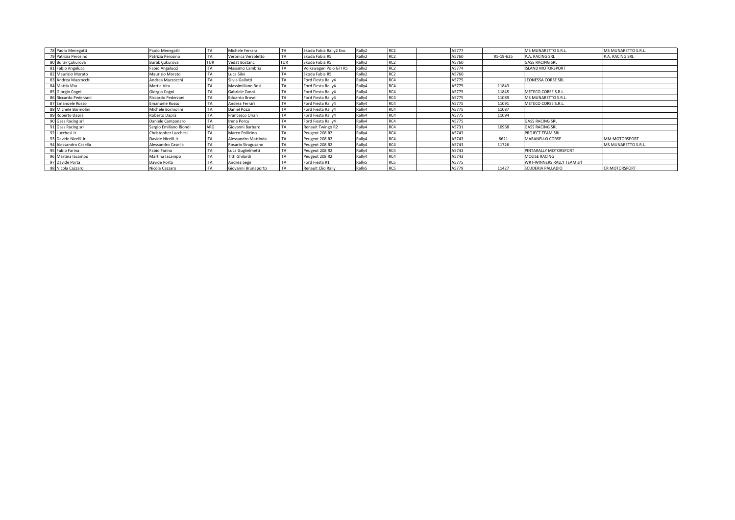| | | | | | | | | | | | | |
|---|---|---|---|---|---|---|---|---|---|---|---|---|
| 78 | Paolo Menegatti | Paolo Menegatti | ITA | Michele Ferrara | ITA | Skoda Fabia Rally2 Evo | Rally2 | RC2 | A5777 | | MS MUNARETTO S.R.L. | MS MUNARETTO S.R.L. |
| 79 | Patrizia Perosino | Patrizia Perosino | ITA | Veronica Verzoletto | ITA | Skoda Fabia R5 | Rally2 | RC2 | A5760 | R5-19-625 | P.A. RACING SRL | P.A. RACING SRL |
| 80 | Burak Çukurova | Burak Çukurova | TUR | Vedat Bostancı | TUR | Skoda Fabia R5 | Rally2 | RC2 | A5760 | | GASS RACING SRL | |
| 81 | Fabio Angelucci | Fabio Angelucci | ITA | Massimo Cambria | ITA | Volkswagen Polo GTI R5 | Rally2 | RC2 | A5774 | | ISLAND MOTORSPORT | |
| 82 | Maurizio Morato | Maurizio Morato | ITA | Luca Silvi | ITA | Skoda Fabia R5 | Rally2 | RC2 | A5760 | | | |
| 83 | Andrea Mazzocchi | Andrea Mazzocchi | ITA | Silvia Gallotti | ITA | Ford Fiesta Rally4 | Rally4 | RC4 | A5775 | | LEONESSA CORSE SRL | |
| 84 | Mattia Vita | Mattia Vita | ITA | Massimiliano Bosi | ITA | Ford Fiesta Rally4 | Rally4 | RC4 | A5775 | 11843 | | |
| 85 | Giorgio Cogni | Giorgio Cogni | ITA | Gabriele Zanni | ITA | Ford Fiesta Rally4 | Rally4 | RC4 | A5775 | 11845 | METECO CORSE S.R.L. | |
| 86 | Riccardo Pederzani | Riccardo Pederzani | ITA | Edoardo Brovelli | ITA | Ford Fiesta Rally4 | Rally4 | RC4 | A5775 | 11089 | MS MUNARETTO S.R.L. | |
| 87 | Emanuele Rosso | Emanuele Rosso | ITA | Andrea Ferrari | ITA | Ford Fiesta Rally4 | Rally4 | RC4 | A5775 | 11091 | METECO CORSE S.R.L. | |
| 88 | Michele Bormolini | Michele Bormolini | ITA | Daniel Pozzi | ITA | Ford Fiesta Rally4 | Rally4 | RC4 | A5775 | 11087 | | |
| 89 | Roberto Daprà | Roberto Daprà | ITA | Francesco Orian | ITA | Ford Fiesta Rally4 | Rally4 | RC4 | A5775 | 11094 | | |
| 90 | Gass Racing srl | Daniele Campanaro | ITA | Irene Porcu | ITA | Ford Fiesta Rally4 | Rally4 | RC4 | A5775 | | GASS RACING SRL | |
| 91 | Gass Racing srl | Sergio Emiliano Biondi | ARG | Giovanni Barbaro | ITA | Renault Twingo R2 | Rally4 | RC4 | A5731 | 10968 | GASS RACING SRL | |
| 92 | Lucchesi Jr | Christopher Lucchesi | ITA | Marco Pollicino | ITA | Peugeot 208 R2 | Rally4 | RC4 | A5743 | | PROJECT TEAM SRL | |
| 93 | Davide Nicelli Jr. | Davide Nicelli Jr. | ITA | Alessandro Mattioda | ITA | Peugeot 208 R2 | Rally4 | RC4 | A5743 | 8621 | MARANELLO CORSE | MM MOTORSPORT |
| 94 | Alessandro Casella | Alessandro Casella | ITA | Rosario Siragusano | ITA | Peugeot 208 R2 | Rally4 | RC4 | A5743 | 11726 | | MS MUNARETTO S.R.L. |
| 95 | Fabio Farina | Fabio Farina | ITA | Luca Guglielmetti | ITA | Peugeot 208 R2 | Rally4 | RC4 | A5743 | | PINTARALLY MOTORSPORT | |
| 96 | Martina Iacampo | Martina Iacampo | ITA | Titti Ghilardi | ITA | Peugeot 208 R2 | Rally4 | RC4 | A5743 | | MOLISE RACING | |
| 97 | Davide Porta | Davide Porta | ITA | Andrea Segir | ITA | Ford Fiesta R1 | Rally5 | RC5 | A5775 | | WRT-WINNERS RALLY TEAM srl | |
| 98 | Nicola Cazzaro | Nicola Cazzaro | ITA | Giovanni Brunaporto | ITA | Renault Clio Rally | Rally5 | RC5 | A5779 | 11427 | SCUDERIA PALLADIO | CR MOTORSPORT |